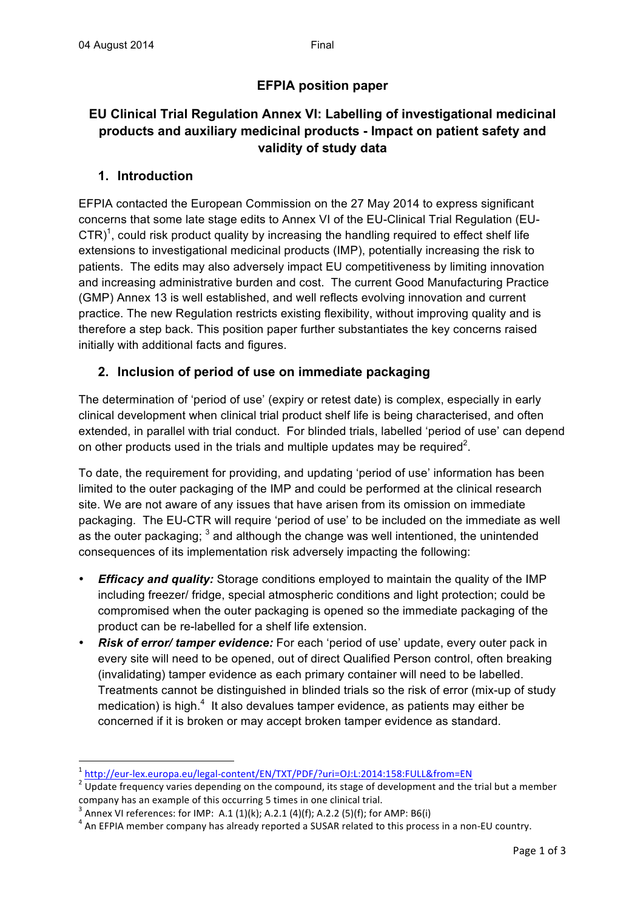04 August 2014 Final

# EFPIA position paper

## EU Clinical Trial Regulation Annex VI: Labelling of investigational medicinal products and auxiliary medicinal products - Impact on patient safety and validity of study data

### 1. Introduction

EFPIA contacted the European Commission on the 27 May 2014 to express significant concerns that some late stage edits to Annex VI of the EU-Clinical Trial Regulation (EU-CTR)[1], could risk product quality by increasing the handling required to effect shelf life extensions to investigational medicinal products (IMP), potentially increasing the risk to patients. The edits may also adversely impact EU competitiveness by limiting innovation and increasing administrative burden and cost. The current Good Manufacturing Practice (GMP) Annex 13 is well established, and well reflects evolving innovation and current practice. The new Regulation restricts existing flexibility, without improving quality and is therefore a step back. This position paper further substantiates the key concerns raised initially with additional facts and figures.

### 2. Inclusion of period of use on immediate packaging

The determination of 'period of use' (expiry or retest date) is complex, especially in early clinical development when clinical trial product shelf life is being characterised, and often extended, in parallel with trial conduct. For blinded trials, labelled 'period of use' can depend on other products used in the trials and multiple updates may be required[2].

To date, the requirement for providing, and updating 'period of use' information has been limited to the outer packaging of the IMP and could be performed at the clinical research site. We are not aware of any issues that have arisen from its omission on immediate packaging. The EU-CTR will require 'period of use' to be included on the immediate as well as the outer packaging; [3] and although the change was well intentioned, the unintended consequences of its implementation risk adversely impacting the following:

- ***Efficacy and quality:*** Storage conditions employed to maintain the quality of the IMP including freezer/ fridge, special atmospheric conditions and light protection; could be compromised when the outer packaging is opened so the immediate packaging of the product can be re-labelled for a shelf life extension.
- ***Risk of error/ tamper evidence:*** For each 'period of use' update, every outer pack in every site will need to be opened, out of direct Qualified Person control, often breaking (invalidating) tamper evidence as each primary container will need to be labelled. Treatments cannot be distinguished in blinded trials so the risk of error (mix-up of study medication) is high.[4] It also devalues tamper evidence, as patients may either be concerned if it is broken or may accept broken tamper evidence as standard.

---

[1] http://eur-lex.europa.eu/legal-content/EN/TXT/PDF/?uri=OJ:L:2014:158:FULL&from=EN

[2] Update frequency varies depending on the compound, its stage of development and the trial but a member company has an example of this occurring 5 times in one clinical trial.

[3] Annex VI references: for IMP: A.1 (1)(k); A.2.1 (4)(f); A.2.2 (5)(f); for AMP: B6(i)

[4] An EFPIA member company has already reported a SUSAR related to this process in a non-EU country.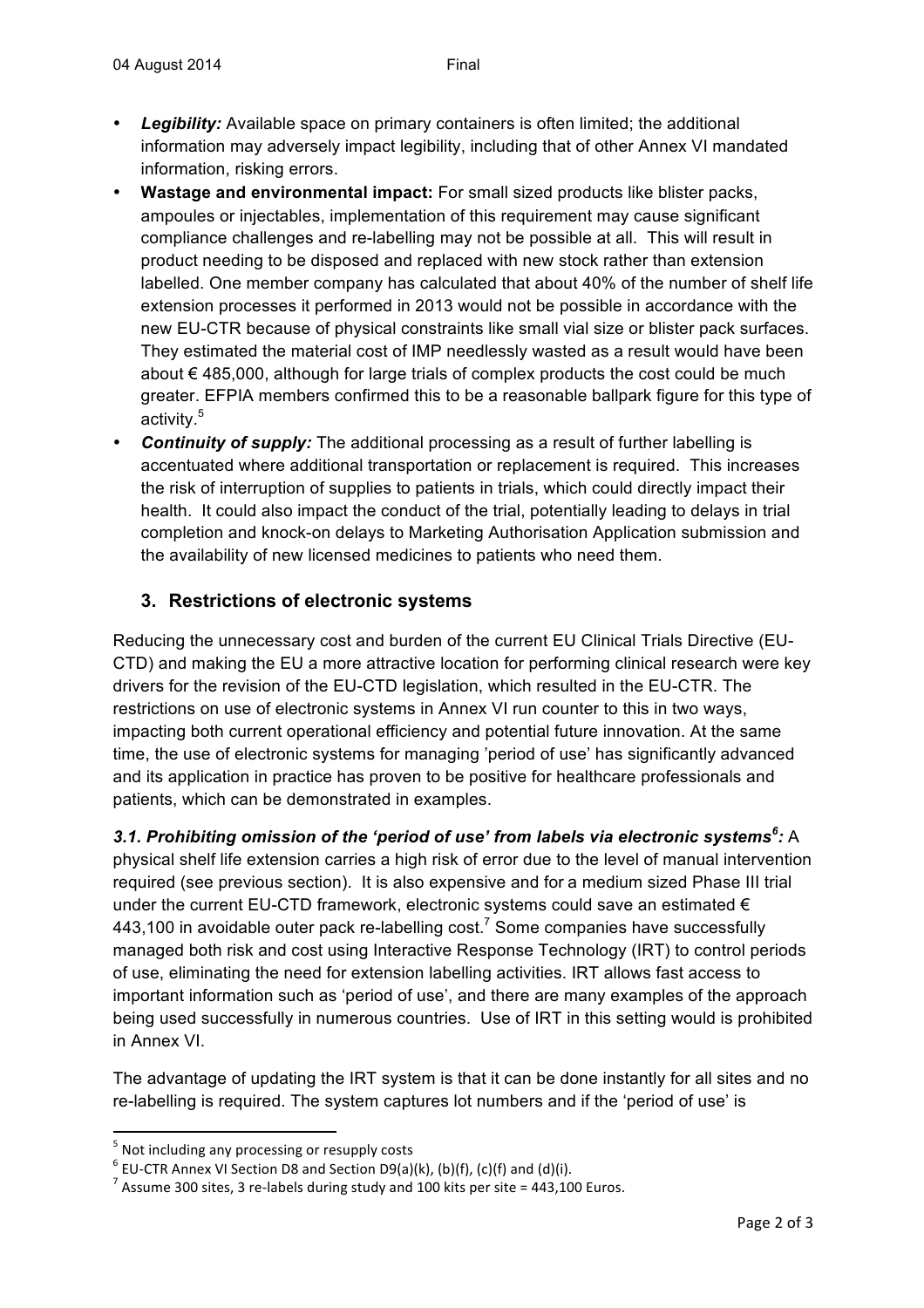- ***Legibility:*** Available space on primary containers is often limited; the additional information may adversely impact legibility, including that of other Annex VI mandated information, risking errors.
- **Wastage and environmental impact:** For small sized products like blister packs, ampoules or injectables, implementation of this requirement may cause significant compliance challenges and re-labelling may not be possible at all. This will result in product needing to be disposed and replaced with new stock rather than extension labelled. One member company has calculated that about 40% of the number of shelf life extension processes it performed in 2013 would not be possible in accordance with the new EU-CTR because of physical constraints like small vial size or blister pack surfaces. They estimated the material cost of IMP needlessly wasted as a result would have been about € 485,000, although for large trials of complex products the cost could be much greater. EFPIA members confirmed this to be a reasonable ballpark figure for this type of activity.[5]
- ***Continuity of supply:*** The additional processing as a result of further labelling is accentuated where additional transportation or replacement is required. This increases the risk of interruption of supplies to patients in trials, which could directly impact their health. It could also impact the conduct of the trial, potentially leading to delays in trial completion and knock-on delays to Marketing Authorisation Application submission and the availability of new licensed medicines to patients who need them.

## 3. Restrictions of electronic systems

Reducing the unnecessary cost and burden of the current EU Clinical Trials Directive (EU-CTD) and making the EU a more attractive location for performing clinical research were key drivers for the revision of the EU-CTD legislation, which resulted in the EU-CTR. The restrictions on use of electronic systems in Annex VI run counter to this in two ways, impacting both current operational efficiency and potential future innovation. At the same time, the use of electronic systems for managing 'period of use' has significantly advanced and its application in practice has proven to be positive for healthcare professionals and patients, which can be demonstrated in examples.

***3.1. Prohibiting omission of the 'period of use' from labels via electronic systems[6]:*** A physical shelf life extension carries a high risk of error due to the level of manual intervention required (see previous section). It is also expensive and for a medium sized Phase III trial under the current EU-CTD framework, electronic systems could save an estimated € 443,100 in avoidable outer pack re-labelling cost.[7] Some companies have successfully managed both risk and cost using Interactive Response Technology (IRT) to control periods of use, eliminating the need for extension labelling activities. IRT allows fast access to important information such as 'period of use', and there are many examples of the approach being used successfully in numerous countries. Use of IRT in this setting would is prohibited in Annex VI.

The advantage of updating the IRT system is that it can be done instantly for all sites and no re-labelling is required. The system captures lot numbers and if the 'period of use' is

---

[5] Not including any processing or resupply costs

[6] EU-CTR Annex VI Section D8 and Section D9(a)(k), (b)(f), (c)(f) and (d)(i).

[7] Assume 300 sites, 3 re-labels during study and 100 kits per site = 443,100 Euros.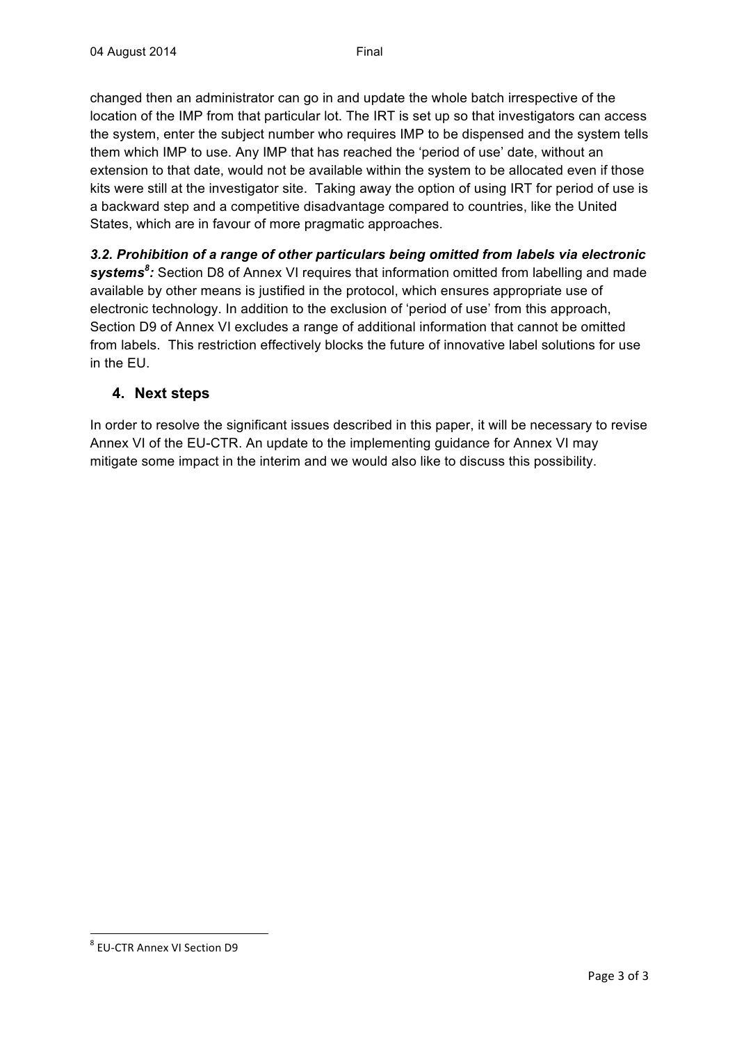changed then an administrator can go in and update the whole batch irrespective of the location of the IMP from that particular lot. The IRT is set up so that investigators can access the system, enter the subject number who requires IMP to be dispensed and the system tells them which IMP to use. Any IMP that has reached the 'period of use' date, without an extension to that date, would not be available within the system to be allocated even if those kits were still at the investigator site. Taking away the option of using IRT for period of use is a backward step and a competitive disadvantage compared to countries, like the United States, which are in favour of more pragmatic approaches.

***3.2. Prohibition of a range of other particulars being omitted from labels via electronic systems[8]:*** Section D8 of Annex VI requires that information omitted from labelling and made available by other means is justified in the protocol, which ensures appropriate use of electronic technology. In addition to the exclusion of 'period of use' from this approach, Section D9 of Annex VI excludes a range of additional information that cannot be omitted from labels. This restriction effectively blocks the future of innovative label solutions for use in the EU.

## 4. Next steps

In order to resolve the significant issues described in this paper, it will be necessary to revise Annex VI of the EU-CTR. An update to the implementing guidance for Annex VI may mitigate some impact in the interim and we would also like to discuss this possibility.

[8] EU-CTR Annex VI Section D9